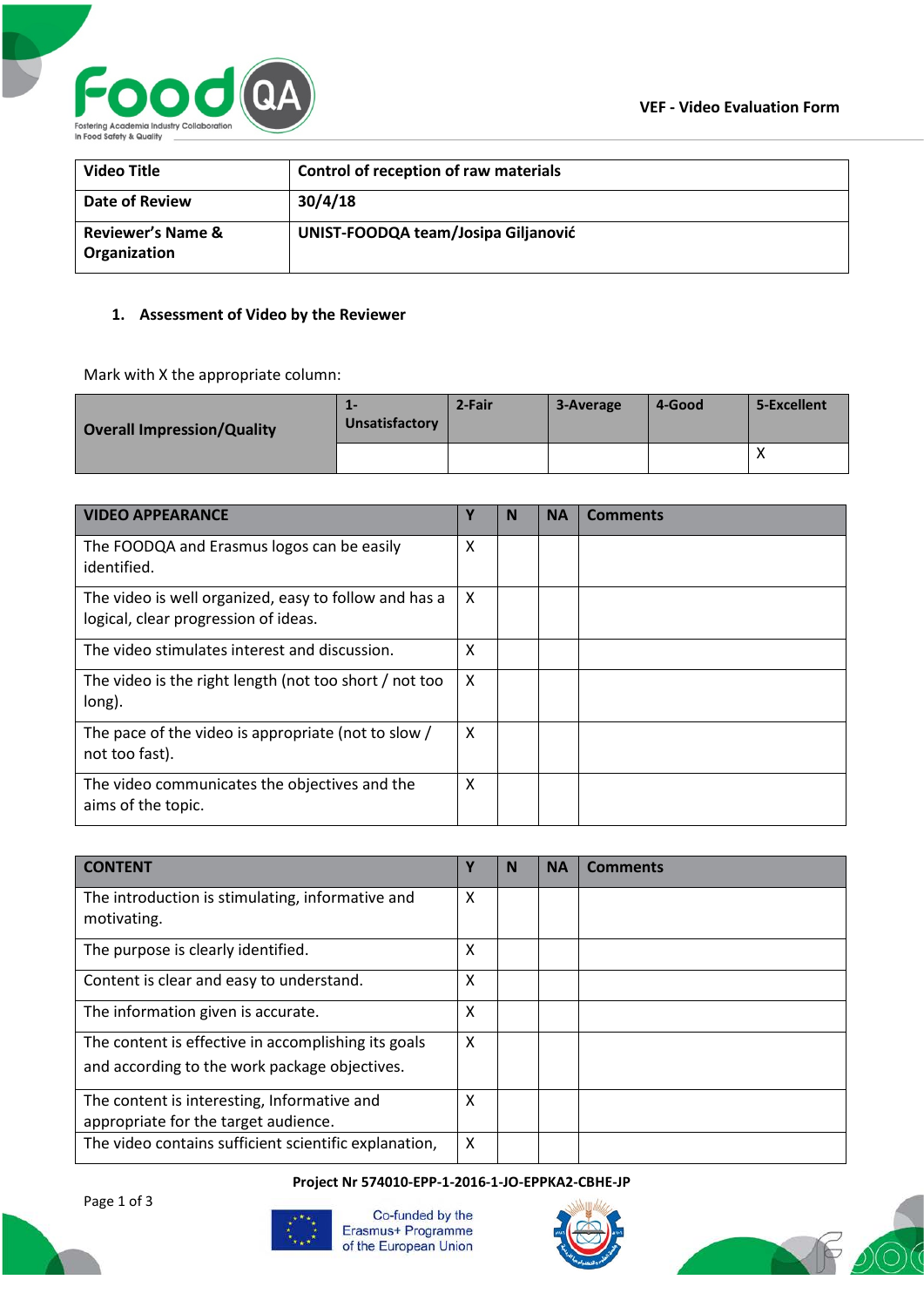VEF - Video Evaluation Form

| Video Title | Control of reception of raw materials |
|---|---|
| Date of Review | 30/4/18 |
| Reviewer's Name & Organization | UNIST-FOODQA team/Josipa Giljanović |

## 1. Assessment of Video by the Reviewer

Mark with X the appropriate column:

| Overall Impression/Quality | 1-Unsatisfactory | 2-Fair | 3-Average | 4-Good | 5-Excellent |
|---|---|---|---|---|---|
| | | | | | X |

| VIDEO APPEARANCE | Y | N | NA | Comments |
|---|---|---|---|---|
| The FOODQA and Erasmus logos can be easily identified. | X | | | |
| The video is well organized, easy to follow and has a logical, clear progression of ideas. | X | | | |
| The video stimulates interest and discussion. | X | | | |
| The video is the right length (not too short / not too long). | X | | | |
| The pace of the video is appropriate (not to slow / not too fast). | X | | | |
| The video communicates the objectives and the aims of the topic. | X | | | |

| CONTENT | Y | N | NA | Comments |
|---|---|---|---|---|
| The introduction is stimulating, informative and motivating. | X | | | |
| The purpose is clearly identified. | X | | | |
| Content is clear and easy to understand. | X | | | |
| The information given is accurate. | X | | | |
| The content is effective in accomplishing its goals and according to the work package objectives. | X | | | |
| The content is interesting, Informative and appropriate for the target audience. | X | | | |
| The video contains sufficient scientific explanation, | X | | | |

Project Nr 574010-EPP-1-2016-1-JO-EPPKA2-CBHE-JP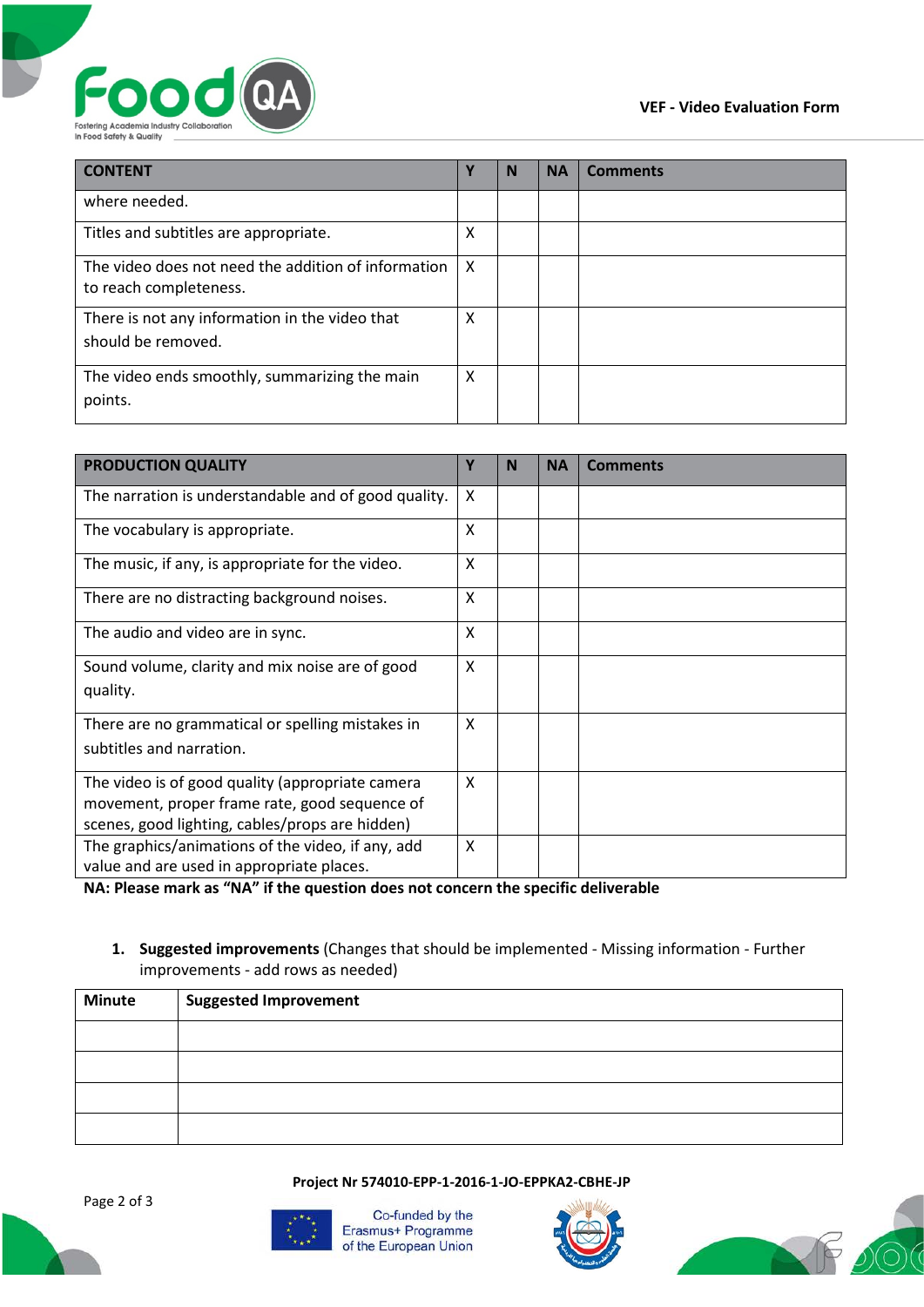| CONTENT | Y | N | NA | Comments |
|---|---|---|---|---|
| where needed. | | | | |
| Titles and subtitles are appropriate. | X | | | |
| The video does not need the addition of information to reach completeness. | X | | | |
| There is not any information in the video that should be removed. | X | | | |
| The video ends smoothly, summarizing the main points. | X | | | |

| PRODUCTION QUALITY | Y | N | NA | Comments |
|---|---|---|---|---|
| The narration is understandable and of good quality. | X | | | |
| The vocabulary is appropriate. | X | | | |
| The music, if any, is appropriate for the video. | X | | | |
| There are no distracting background noises. | X | | | |
| The audio and video are in sync. | X | | | |
| Sound volume, clarity and mix noise are of good quality. | X | | | |
| There are no grammatical or spelling mistakes in subtitles and narration. | X | | | |
| The video is of good quality (appropriate camera movement, proper frame rate, good sequence of scenes, good lighting, cables/props are hidden) | X | | | |
| The graphics/animations of the video, if any, add value and are used in appropriate places. | X | | | |

**NA: Please mark as "NA" if the question does not concern the specific deliverable**

1. **Suggested improvements** (Changes that should be implemented - Missing information - Further improvements - add rows as needed)

| Minute | Suggested Improvement |
|---|---|
| | |
| | |
| | |
| | |

**Project Nr 574010-EPP-1-2016-1-JO-EPPKA2-CBHE-JP**

Co-funded by the Erasmus+ Programme of the European Union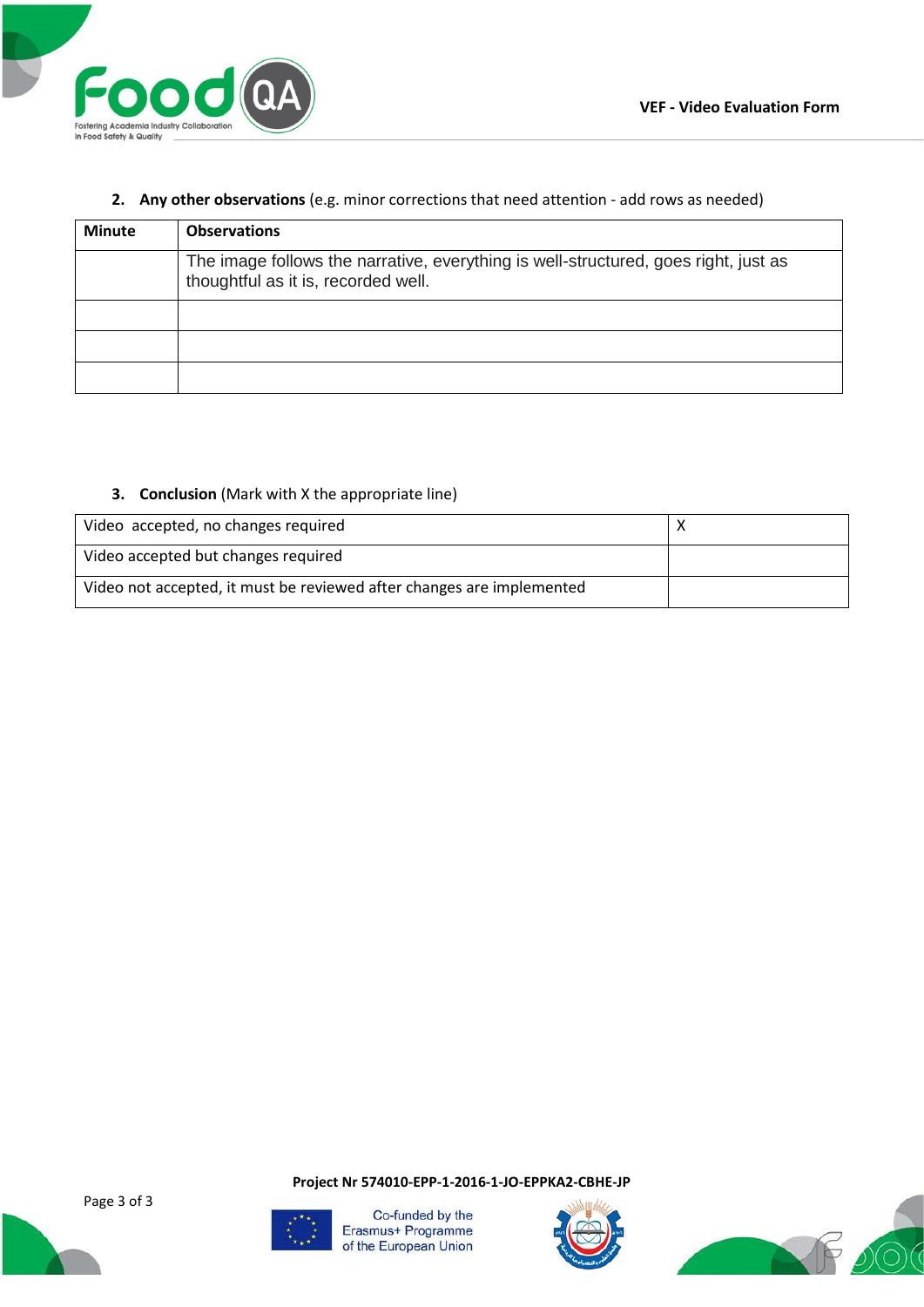2. **Any other observations** (e.g. minor corrections that need attention - add rows as needed)

| Minute | Observations |
|---|---|
| | The image follows the narrative, everything is well-structured, goes right, just as thoughtful as it is, recorded well. |
| | |
| | |
| | |

3. **Conclusion** (Mark with X the appropriate line)

| | |
|---|---|
| Video accepted, no changes required | X |
| Video accepted but changes required | |
| Video not accepted, it must be reviewed after changes are implemented | |

**Project Nr 574010-EPP-1-2016-1-JO-EPPKA2-CBHE-JP**

Co-funded by the Erasmus+ Programme of the European Union